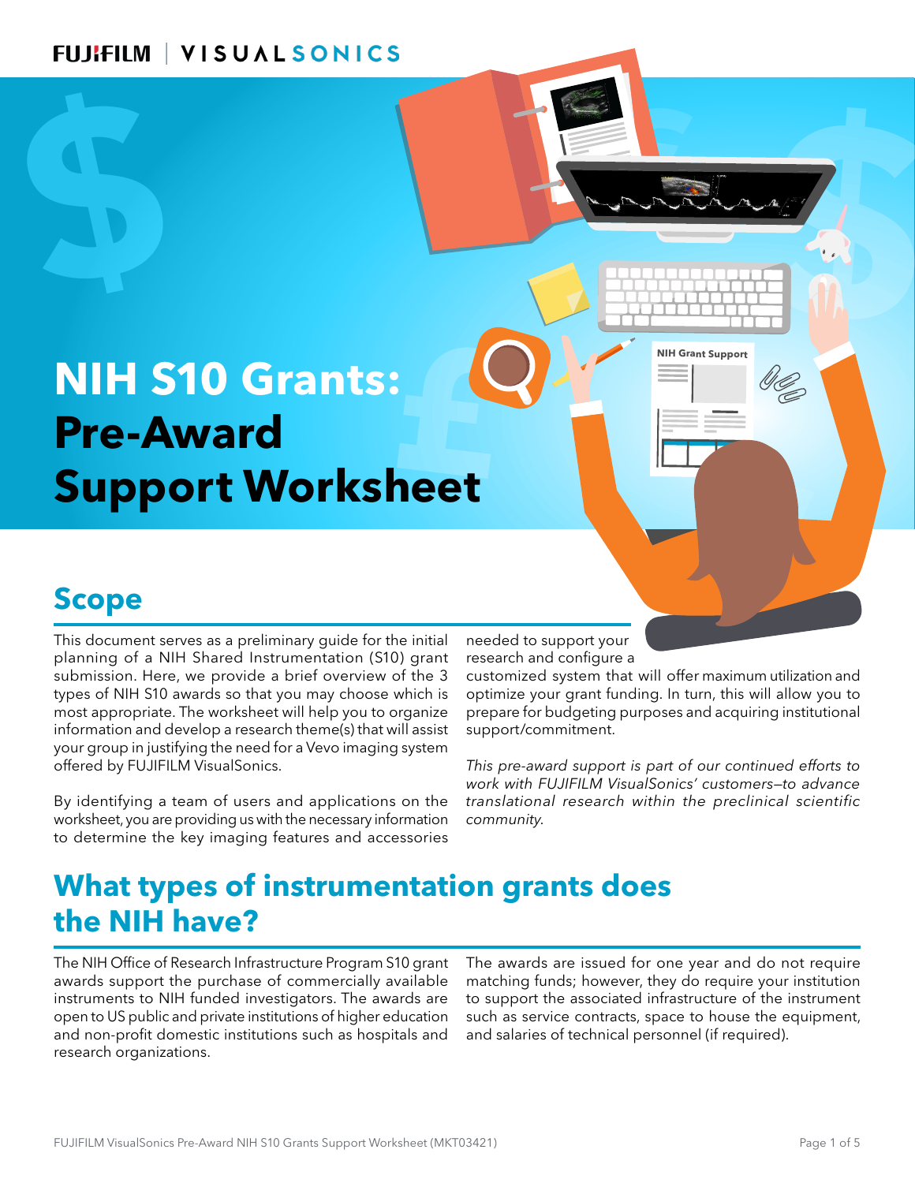FUJIFILM | VISUALSONICS

# NIH S10 Grants: Pre-Award Support Worksheet

## Scope

This document serves as a preliminary guide for the initial planning of a NIH Shared Instrumentation (S10) grant submission. Here, we provide a brief overview of the 3 types of NIH S10 awards so that you may choose which is most appropriate. The worksheet will help you to organize information and develop a research theme(s) that will assist your group in justifying the need for a Vevo imaging system offered by FUJIFILM VisualSonics.

By identifying a team of users and applications on the worksheet, you are providing us with the necessary information to determine the key imaging features and accessories needed to support your research and configure a customized system that will offer maximum utilization and optimize your grant funding. In turn, this will allow you to prepare for budgeting purposes and acquiring institutional support/commitment.

*This pre-award support is part of our continued efforts to work with FUJIFILM VisualSonics' customers—to advance translational research within the preclinical scientific community.*

## What types of instrumentation grants does the NIH have?

The NIH Office of Research Infrastructure Program S10 grant awards support the purchase of commercially available instruments to NIH funded investigators. The awards are open to US public and private institutions of higher education and non-profit domestic institutions such as hospitals and research organizations.

The awards are issued for one year and do not require matching funds; however, they do require your institution to support the associated infrastructure of the instrument such as service contracts, space to house the equipment, and salaries of technical personnel (if required).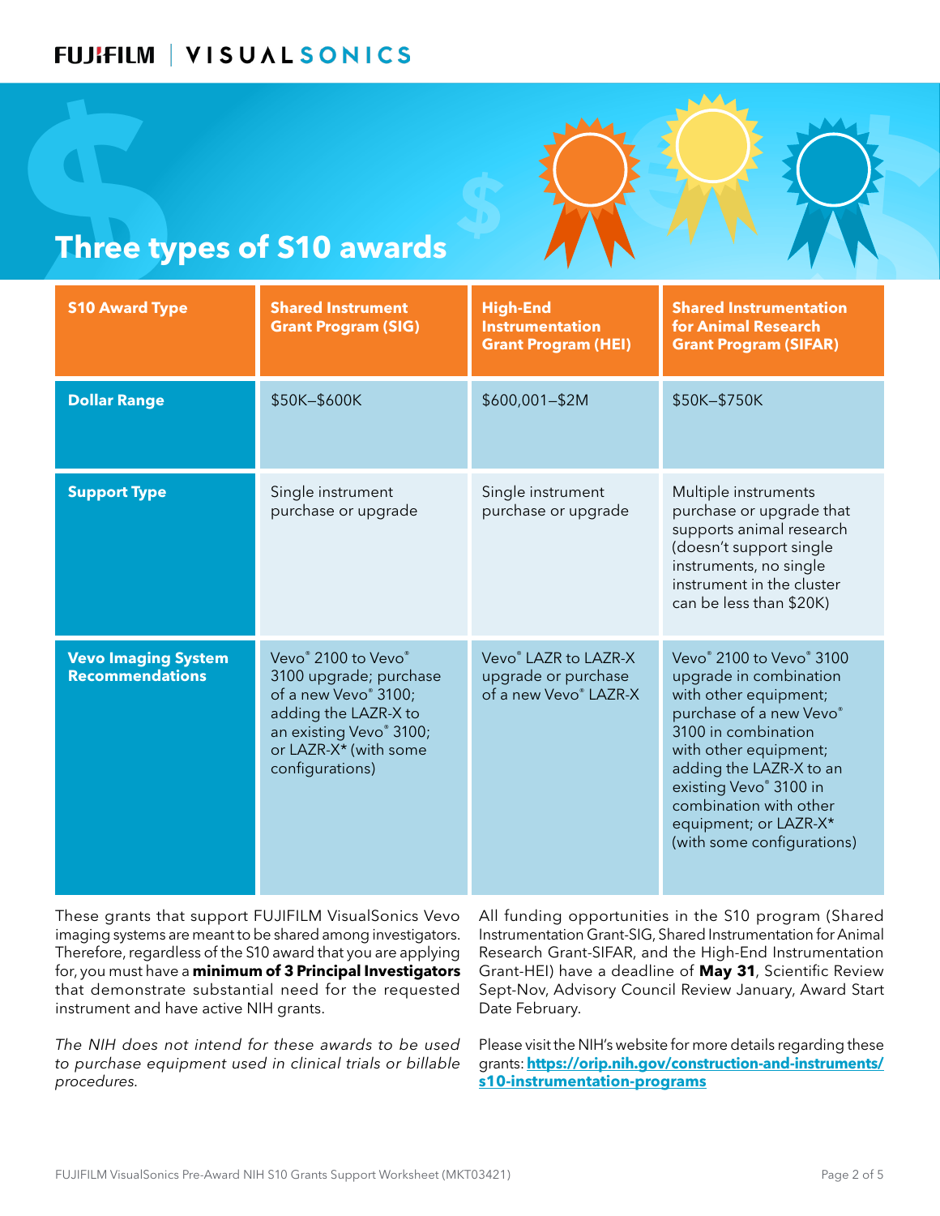FUJIFILM | VISUALSONICS

# Three types of S10 awards

| S10 Award Type | Shared Instrument Grant Program (SIG) | High-End Instrumentation Grant Program (HEI) | Shared Instrumentation for Animal Research Grant Program (SIFAR) |
|---|---|---|---|
| **Dollar Range** | $50K–$600K | $600,001–$2M | $50K–$750K |
| **Support Type** | Single instrument purchase or upgrade | Single instrument purchase or upgrade | Multiple instruments purchase or upgrade that supports animal research (doesn't support single instruments, no single instrument in the cluster can be less than $20K) |
| **Vevo Imaging System Recommendations** | Vevo® 2100 to Vevo® 3100 upgrade; purchase of a new Vevo® 3100; adding the LAZR-X to an existing Vevo® 3100; or LAZR-X* (with some configurations) | Vevo® LAZR to LAZR-X upgrade or purchase of a new Vevo® LAZR-X | Vevo® 2100 to Vevo® 3100 upgrade in combination with other equipment; purchase of a new Vevo® 3100 in combination with other equipment; adding the LAZR-X to an existing Vevo® 3100 in combination with other equipment; or LAZR-X* (with some configurations) |

These grants that support FUJIFILM VisualSonics Vevo imaging systems are meant to be shared among investigators. Therefore, regardless of the S10 award that you are applying for, you must have a **minimum of 3 Principal Investigators** that demonstrate substantial need for the requested instrument and have active NIH grants.

*The NIH does not intend for these awards to be used to purchase equipment used in clinical trials or billable procedures.*

All funding opportunities in the S10 program (Shared Instrumentation Grant-SIG, Shared Instrumentation for Animal Research Grant-SIFAR, and the High-End Instrumentation Grant-HEI) have a deadline of **May 31**, Scientific Review Sept-Nov, Advisory Council Review January, Award Start Date February.

Please visit the NIH's website for more details regarding these grants: **https://orip.nih.gov/construction-and-instruments/s10-instrumentation-programs**

FUJIFILM VisualSonics Pre-Award NIH S10 Grants Support Worksheet (MKT03421)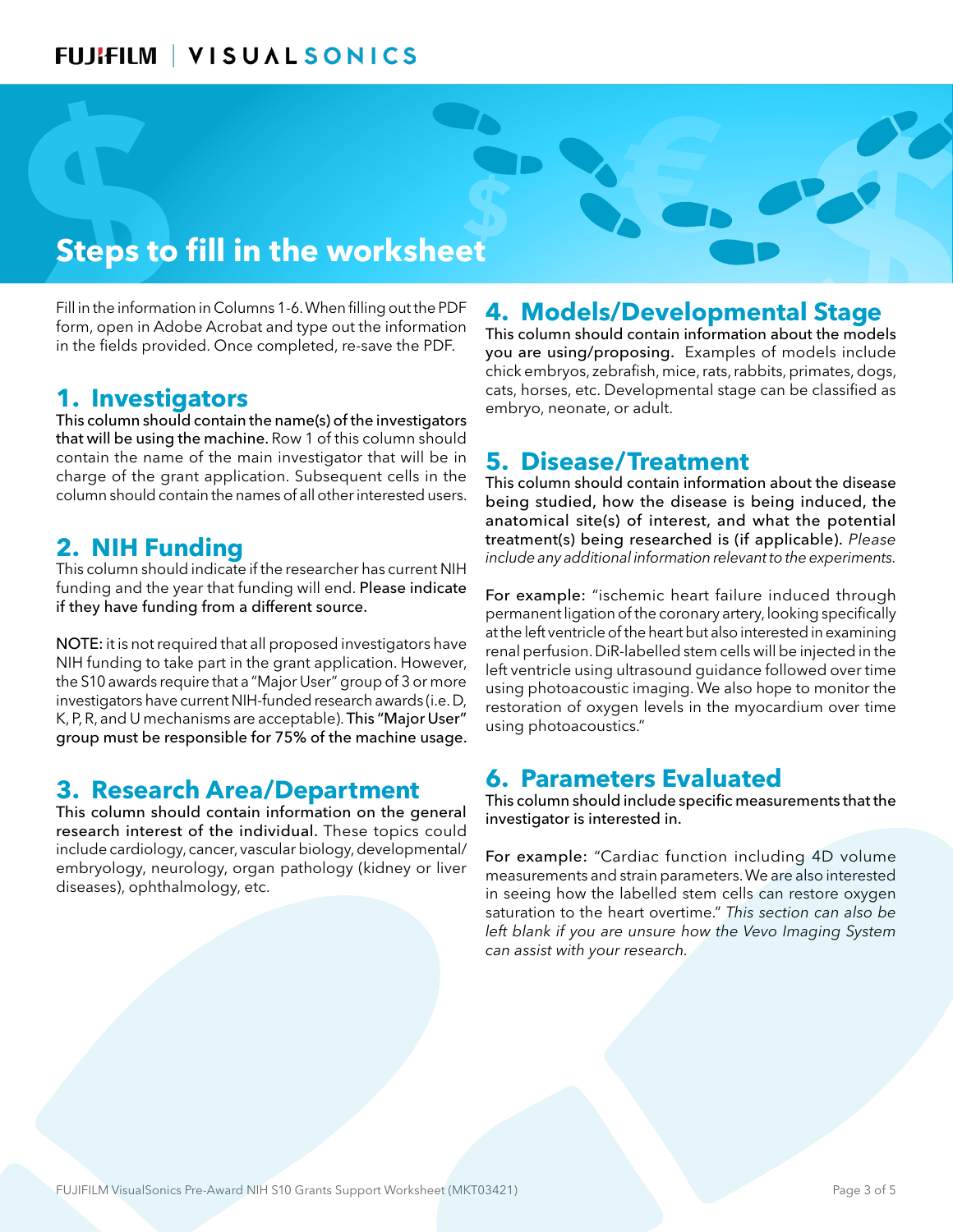# Steps to fill in the worksheet

Fill in the information in Columns 1-6. When filling out the PDF form, open in Adobe Acrobat and type out the information in the fields provided. Once completed, re-save the PDF.

## 1. Investigators

**This column should contain the name(s) of the investigators that will be using the machine.** Row 1 of this column should contain the name of the main investigator that will be in charge of the grant application. Subsequent cells in the column should contain the names of all other interested users.

## 2. NIH Funding

This column should indicate if the researcher has current NIH funding and the year that funding will end. **Please indicate if they have funding from a different source.**

**NOTE:** it is not required that all proposed investigators have NIH funding to take part in the grant application. However, the S10 awards require that a "Major User" group of 3 or more investigators have current NIH-funded research awards (i.e. D, K, P, R, and U mechanisms are acceptable). **This "Major User" group must be responsible for 75% of the machine usage.**

## 3. Research Area/Department

**This column should contain information on the general research interest of the individual.** These topics could include cardiology, cancer, vascular biology, developmental/embryology, neurology, organ pathology (kidney or liver diseases), ophthalmology, etc.

## 4. Models/Developmental Stage

**This column should contain information about the models you are using/proposing.** Examples of models include chick embryos, zebrafish, mice, rats, rabbits, primates, dogs, cats, horses, etc. Developmental stage can be classified as embryo, neonate, or adult.

## 5. Disease/Treatment

**This column should contain information about the disease being studied, how the disease is being induced, the anatomical site(s) of interest, and what the potential treatment(s) being researched is (if applicable).** *Please include any additional information relevant to the experiments.*

**For example:** "ischemic heart failure induced through permanent ligation of the coronary artery, looking specifically at the left ventricle of the heart but also interested in examining renal perfusion. DiR-labelled stem cells will be injected in the left ventricle using ultrasound guidance followed over time using photoacoustic imaging. We also hope to monitor the restoration of oxygen levels in the myocardium over time using photoacoustics."

## 6. Parameters Evaluated

**This column should include specific measurements that the investigator is interested in.**

**For example:** "Cardiac function including 4D volume measurements and strain parameters. We are also interested in seeing how the labelled stem cells can restore oxygen saturation to the heart overtime." *This section can also be left blank if you are unsure how the Vevo Imaging System can assist with your research.*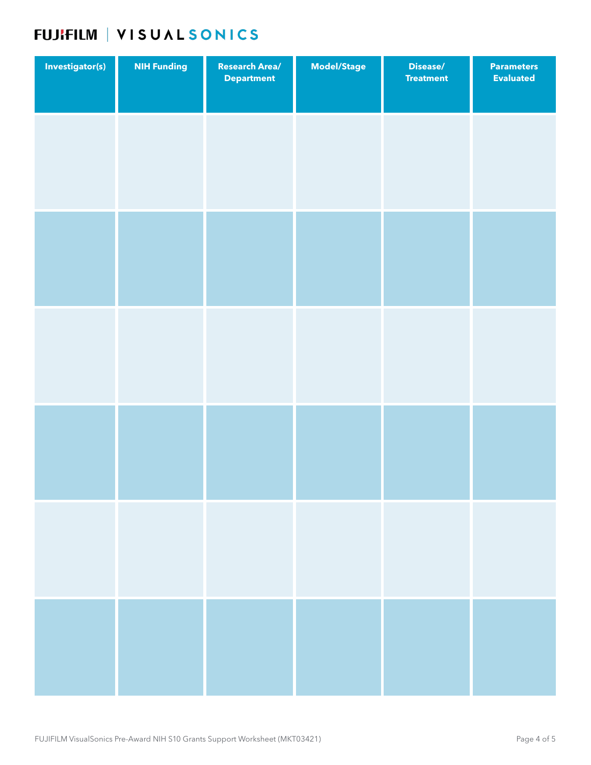| Investigator(s) | NIH Funding | Research Area/ Department | Model/Stage | Disease/ Treatment | Parameters Evaluated |
| --- | --- | --- | --- | --- | --- |
| | | | | | |
| | | | | | |
| | | | | | |
| | | | | | |
| | | | | | |
| | | | | | |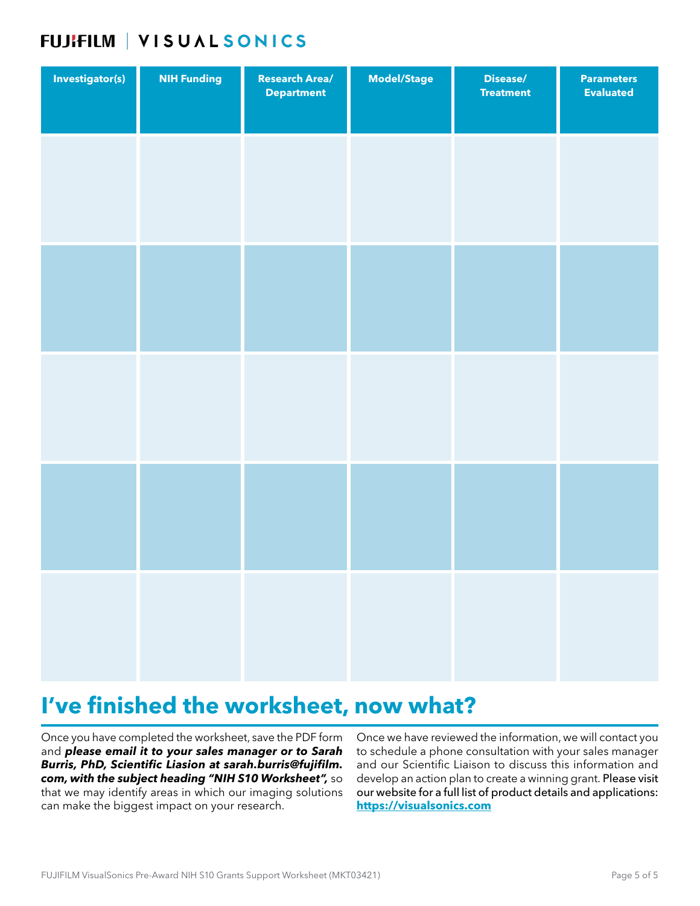| Investigator(s) | NIH Funding | Research Area/ Department | Model/Stage | Disease/ Treatment | Parameters Evaluated |
|---|---|---|---|---|---|
| | | | | | |
| | | | | | |
| | | | | | |
| | | | | | |
| | | | | | |

## I've finished the worksheet, now what?

Once you have completed the worksheet, save the PDF form and ***please email it to your sales manager or to Sarah Burris, PhD, Scientific Liasion at sarah.burris@fujifilm.com, with the subject heading "NIH S10 Worksheet",*** so that we may identify areas in which our imaging solutions can make the biggest impact on your research.

Once we have reviewed the information, we will contact you to schedule a phone consultation with your sales manager and our Scientific Liaison to discuss this information and develop an action plan to create a winning grant. Please visit our website for a full list of product details and applications: **https://visualsonics.com**